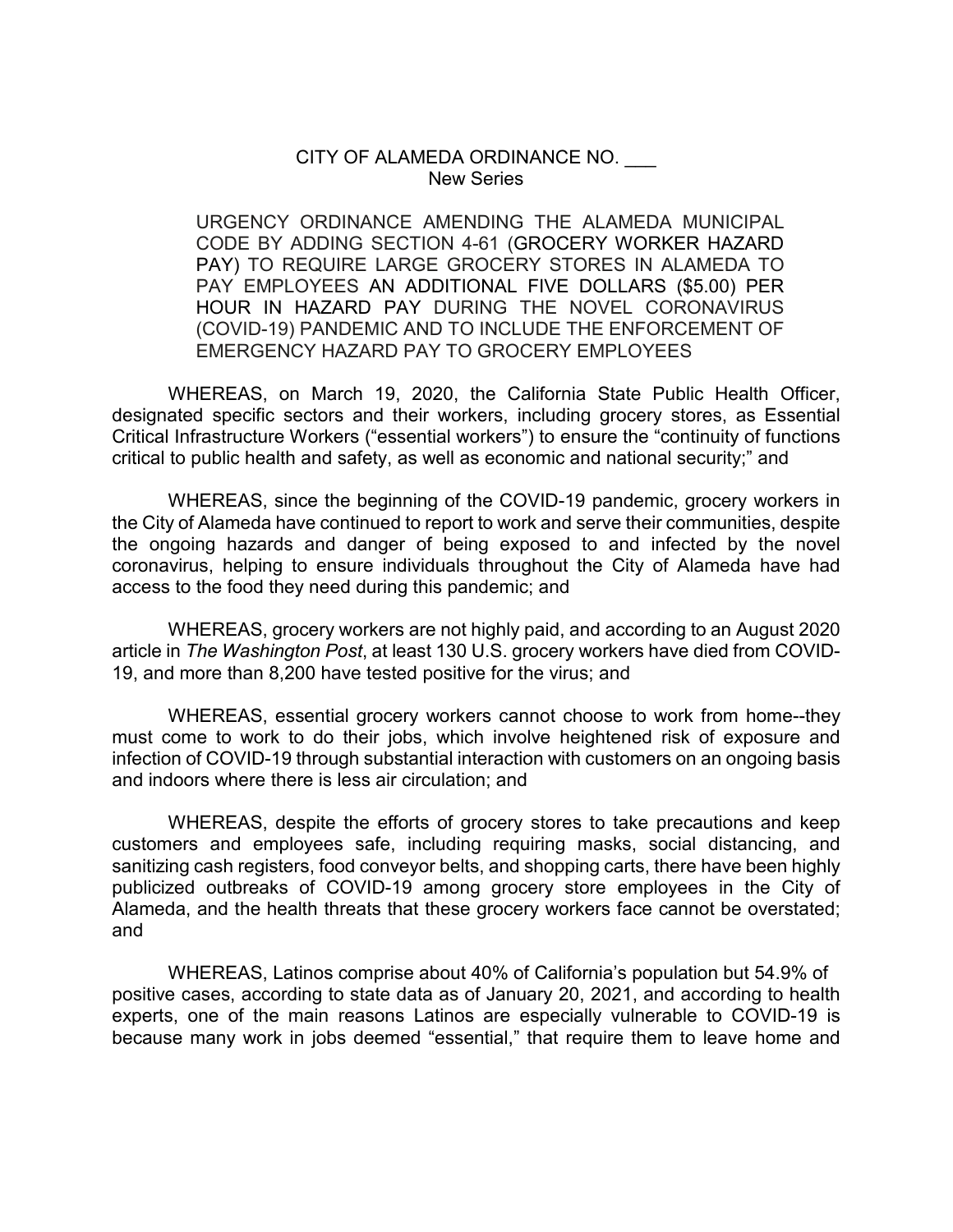CITY OF ALAMEDA ORDINANCE NO. ___
New Series

URGENCY ORDINANCE AMENDING THE ALAMEDA MUNICIPAL CODE BY ADDING SECTION 4-61 (GROCERY WORKER HAZARD PAY) TO REQUIRE LARGE GROCERY STORES IN ALAMEDA TO PAY EMPLOYEES AN ADDITIONAL FIVE DOLLARS ($5.00) PER HOUR IN HAZARD PAY DURING THE NOVEL CORONAVIRUS (COVID-19) PANDEMIC AND TO INCLUDE THE ENFORCEMENT OF EMERGENCY HAZARD PAY TO GROCERY EMPLOYEES

WHEREAS, on March 19, 2020, the California State Public Health Officer, designated specific sectors and their workers, including grocery stores, as Essential Critical Infrastructure Workers ("essential workers") to ensure the "continuity of functions critical to public health and safety, as well as economic and national security;" and

WHEREAS, since the beginning of the COVID-19 pandemic, grocery workers in the City of Alameda have continued to report to work and serve their communities, despite the ongoing hazards and danger of being exposed to and infected by the novel coronavirus, helping to ensure individuals throughout the City of Alameda have had access to the food they need during this pandemic; and

WHEREAS, grocery workers are not highly paid, and according to an August 2020 article in *The Washington Post*, at least 130 U.S. grocery workers have died from COVID-19, and more than 8,200 have tested positive for the virus; and

WHEREAS, essential grocery workers cannot choose to work from home--they must come to work to do their jobs, which involve heightened risk of exposure and infection of COVID-19 through substantial interaction with customers on an ongoing basis and indoors where there is less air circulation; and

WHEREAS, despite the efforts of grocery stores to take precautions and keep customers and employees safe, including requiring masks, social distancing, and sanitizing cash registers, food conveyor belts, and shopping carts, there have been highly publicized outbreaks of COVID-19 among grocery store employees in the City of Alameda, and the health threats that these grocery workers face cannot be overstated; and

WHEREAS, Latinos comprise about 40% of California's population but 54.9% of positive cases, according to state data as of January 20, 2021, and according to health experts, one of the main reasons Latinos are especially vulnerable to COVID-19 is because many work in jobs deemed "essential," that require them to leave home and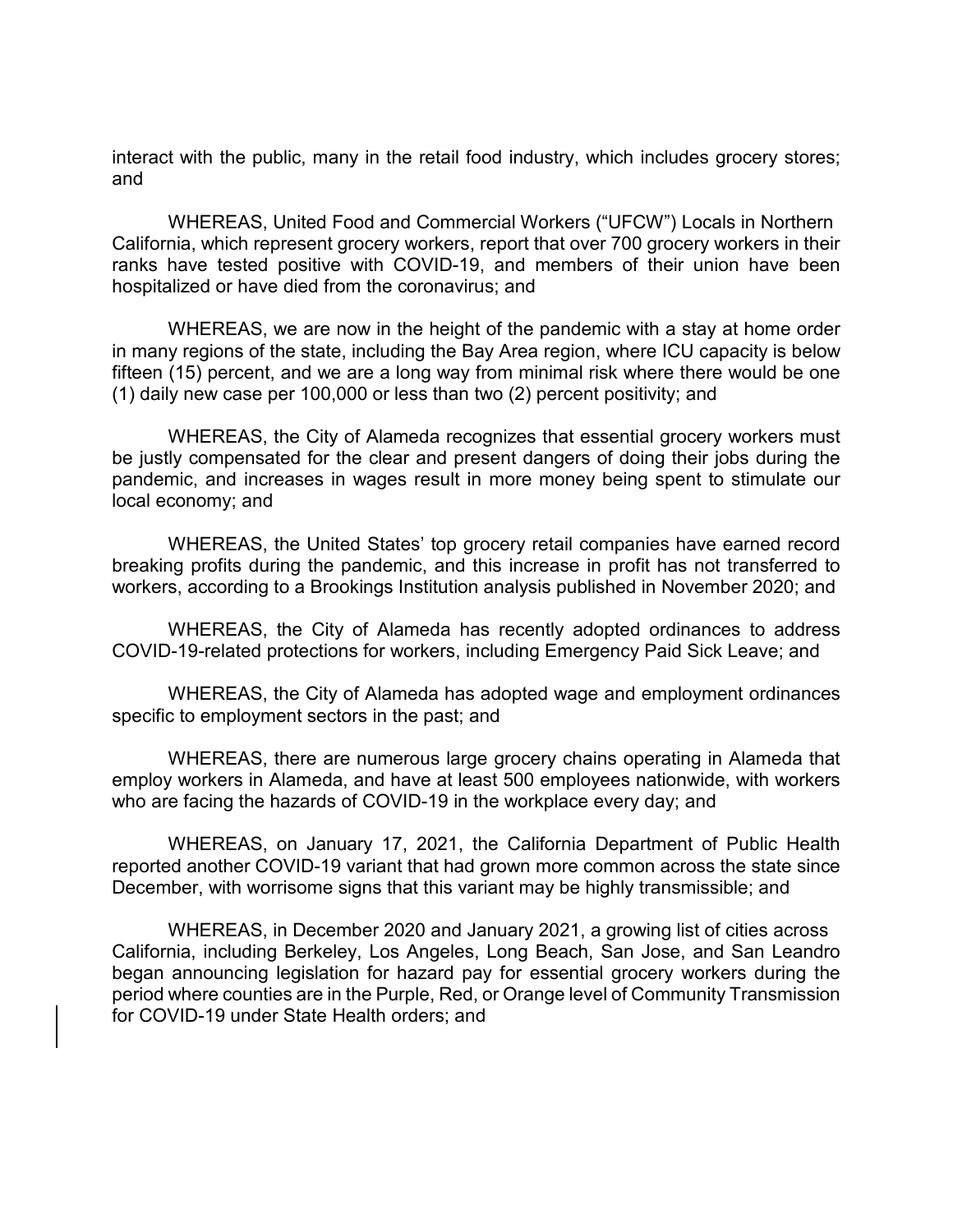interact with the public, many in the retail food industry, which includes grocery stores; and

WHEREAS, United Food and Commercial Workers ("UFCW") Locals in Northern California, which represent grocery workers, report that over 700 grocery workers in their ranks have tested positive with COVID-19, and members of their union have been hospitalized or have died from the coronavirus; and

WHEREAS, we are now in the height of the pandemic with a stay at home order in many regions of the state, including the Bay Area region, where ICU capacity is below fifteen (15) percent, and we are a long way from minimal risk where there would be one (1) daily new case per 100,000 or less than two (2) percent positivity; and

WHEREAS, the City of Alameda recognizes that essential grocery workers must be justly compensated for the clear and present dangers of doing their jobs during the pandemic, and increases in wages result in more money being spent to stimulate our local economy; and

WHEREAS, the United States' top grocery retail companies have earned record breaking profits during the pandemic, and this increase in profit has not transferred to workers, according to a Brookings Institution analysis published in November 2020; and

WHEREAS, the City of Alameda has recently adopted ordinances to address COVID-19-related protections for workers, including Emergency Paid Sick Leave; and

WHEREAS, the City of Alameda has adopted wage and employment ordinances specific to employment sectors in the past; and

WHEREAS, there are numerous large grocery chains operating in Alameda that employ workers in Alameda, and have at least 500 employees nationwide, with workers who are facing the hazards of COVID-19 in the workplace every day; and

WHEREAS, on January 17, 2021, the California Department of Public Health reported another COVID-19 variant that had grown more common across the state since December, with worrisome signs that this variant may be highly transmissible; and

WHEREAS, in December 2020 and January 2021, a growing list of cities across California, including Berkeley, Los Angeles, Long Beach, San Jose, and San Leandro began announcing legislation for hazard pay for essential grocery workers during the period where counties are in the Purple, Red, or Orange level of Community Transmission for COVID-19 under State Health orders; and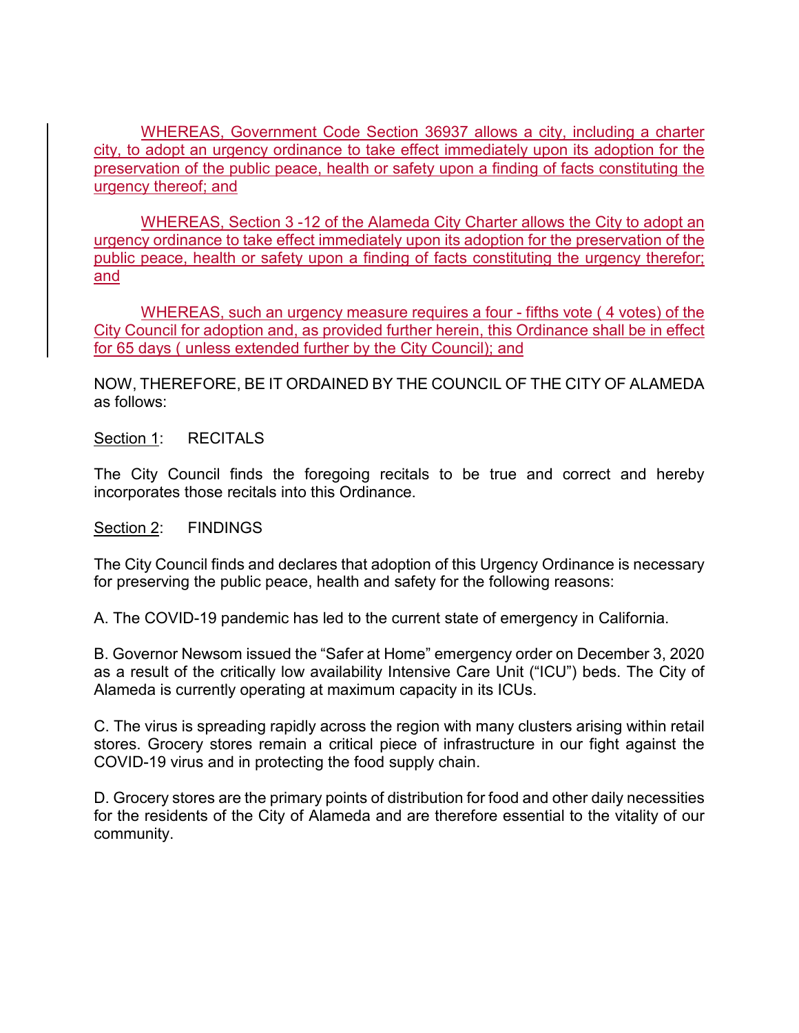WHEREAS, Government Code Section 36937 allows a city, including a charter city, to adopt an urgency ordinance to take effect immediately upon its adoption for the preservation of the public peace, health or safety upon a finding of facts constituting the urgency thereof; and

WHEREAS, Section 3 -12 of the Alameda City Charter allows the City to adopt an urgency ordinance to take effect immediately upon its adoption for the preservation of the public peace, health or safety upon a finding of facts constituting the urgency therefor; and

WHEREAS, such an urgency measure requires a four - fifths vote ( 4 votes) of the City Council for adoption and, as provided further herein, this Ordinance shall be in effect for 65 days ( unless extended further by the City Council); and

NOW, THEREFORE, BE IT ORDAINED BY THE COUNCIL OF THE CITY OF ALAMEDA as follows:

Section 1: RECITALS

The City Council finds the foregoing recitals to be true and correct and hereby incorporates those recitals into this Ordinance.

Section 2: FINDINGS

The City Council finds and declares that adoption of this Urgency Ordinance is necessary for preserving the public peace, health and safety for the following reasons:

A. The COVID-19 pandemic has led to the current state of emergency in California.

B. Governor Newsom issued the “Safer at Home” emergency order on December 3, 2020 as a result of the critically low availability Intensive Care Unit (“ICU”) beds. The City of Alameda is currently operating at maximum capacity in its ICUs.

C. The virus is spreading rapidly across the region with many clusters arising within retail stores. Grocery stores remain a critical piece of infrastructure in our fight against the COVID-19 virus and in protecting the food supply chain.

D. Grocery stores are the primary points of distribution for food and other daily necessities for the residents of the City of Alameda and are therefore essential to the vitality of our community.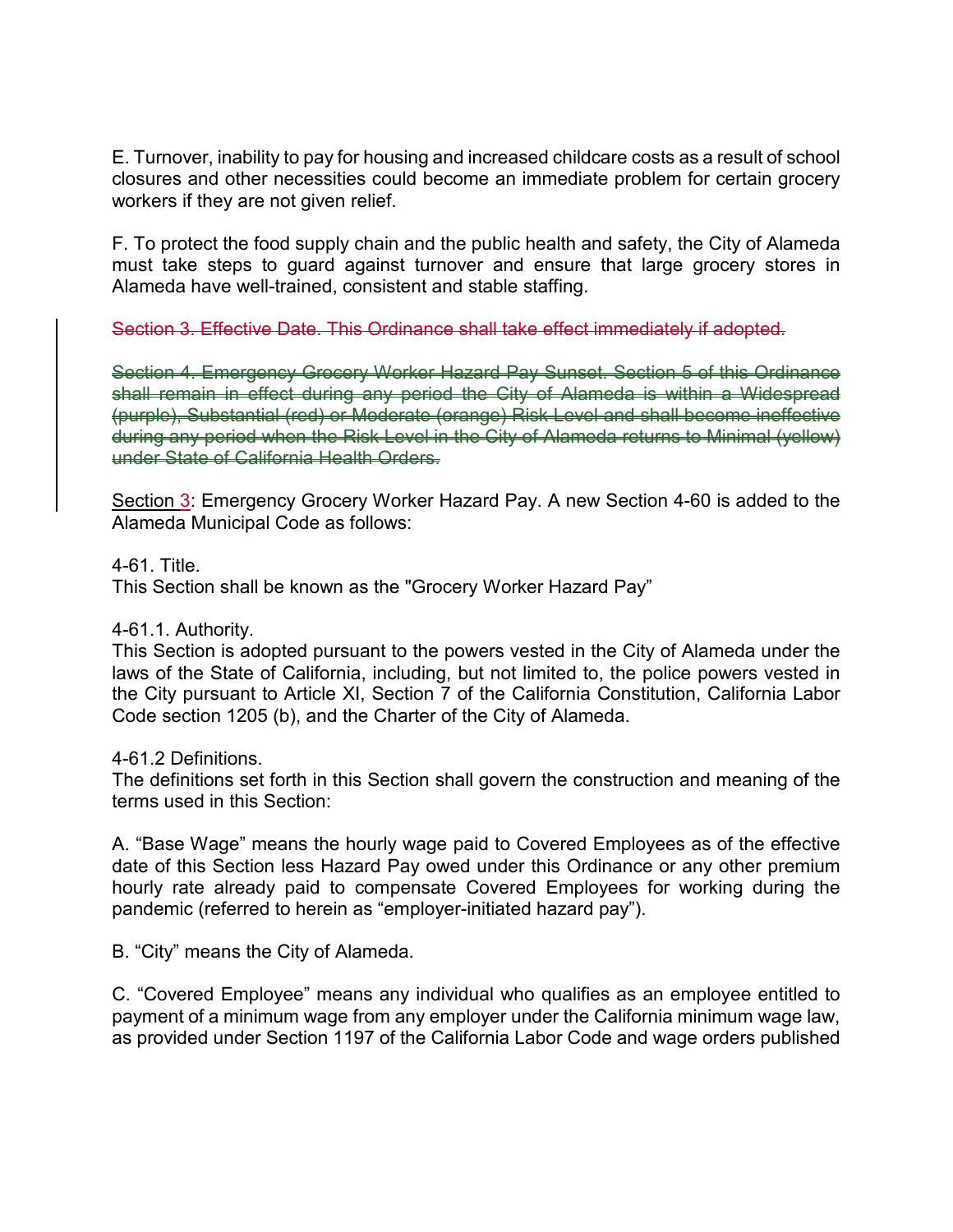E. Turnover, inability to pay for housing and increased childcare costs as a result of school closures and other necessities could become an immediate problem for certain grocery workers if they are not given relief.

F. To protect the food supply chain and the public health and safety, the City of Alameda must take steps to guard against turnover and ensure that large grocery stores in Alameda have well-trained, consistent and stable staffing.

~~Section 3. Effective Date. This Ordinance shall take effect immediately if adopted.~~

~~Section 4. Emergency Grocery Worker Hazard Pay Sunset. Section 5 of this Ordinance shall remain in effect during any period the City of Alameda is within a Widespread (purple), Substantial (red) or Moderate (orange) Risk Level and shall become ineffective during any period when the Risk Level in the City of Alameda returns to Minimal (yellow) under State of California Health Orders.~~

<u>Section 3</u>: Emergency Grocery Worker Hazard Pay. A new Section 4-60 is added to the Alameda Municipal Code as follows:

4-61. Title.
This Section shall be known as the "Grocery Worker Hazard Pay"

4-61.1. Authority.
This Section is adopted pursuant to the powers vested in the City of Alameda under the laws of the State of California, including, but not limited to, the police powers vested in the City pursuant to Article XI, Section 7 of the California Constitution, California Labor Code section 1205 (b), and the Charter of the City of Alameda.

4-61.2 Definitions.
The definitions set forth in this Section shall govern the construction and meaning of the terms used in this Section:

A. "Base Wage" means the hourly wage paid to Covered Employees as of the effective date of this Section less Hazard Pay owed under this Ordinance or any other premium hourly rate already paid to compensate Covered Employees for working during the pandemic (referred to herein as "employer-initiated hazard pay").

B. "City" means the City of Alameda.

C. "Covered Employee" means any individual who qualifies as an employee entitled to payment of a minimum wage from any employer under the California minimum wage law, as provided under Section 1197 of the California Labor Code and wage orders published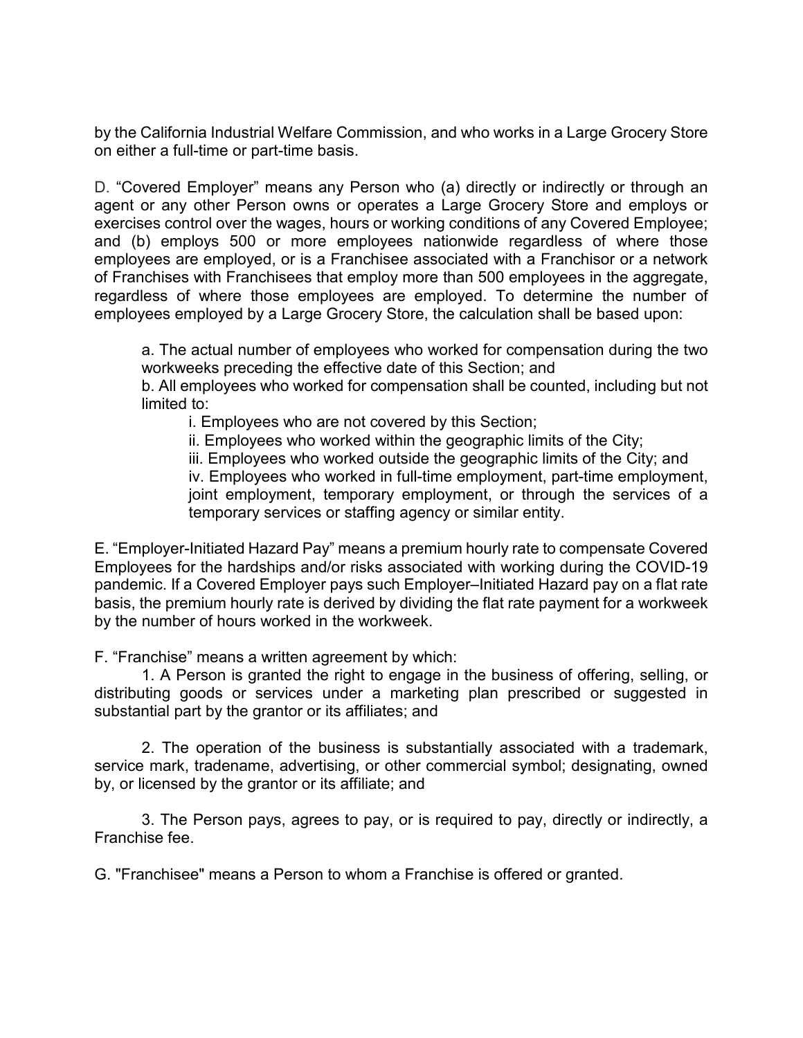by the California Industrial Welfare Commission, and who works in a Large Grocery Store on either a full-time or part-time basis.

D. “Covered Employer” means any Person who (a) directly or indirectly or through an agent or any other Person owns or operates a Large Grocery Store and employs or exercises control over the wages, hours or working conditions of any Covered Employee; and (b) employs 500 or more employees nationwide regardless of where those employees are employed, or is a Franchisee associated with a Franchisor or a network of Franchises with Franchisees that employ more than 500 employees in the aggregate, regardless of where those employees are employed. To determine the number of employees employed by a Large Grocery Store, the calculation shall be based upon:

> a. The actual number of employees who worked for compensation during the two workweeks preceding the effective date of this Section; and
>
> b. All employees who worked for compensation shall be counted, including but not limited to:
>
> > i. Employees who are not covered by this Section;
> >
> > ii. Employees who worked within the geographic limits of the City;
> >
> > iii. Employees who worked outside the geographic limits of the City; and
> >
> > iv. Employees who worked in full-time employment, part-time employment, joint employment, temporary employment, or through the services of a temporary services or staffing agency or similar entity.

E. “Employer-Initiated Hazard Pay” means a premium hourly rate to compensate Covered Employees for the hardships and/or risks associated with working during the COVID-19 pandemic. If a Covered Employer pays such Employer–Initiated Hazard pay on a flat rate basis, the premium hourly rate is derived by dividing the flat rate payment for a workweek by the number of hours worked in the workweek.

F. “Franchise” means a written agreement by which:

1. A Person is granted the right to engage in the business of offering, selling, or distributing goods or services under a marketing plan prescribed or suggested in substantial part by the grantor or its affiliates; and

2. The operation of the business is substantially associated with a trademark, service mark, tradename, advertising, or other commercial symbol; designating, owned by, or licensed by the grantor or its affiliate; and

3. The Person pays, agrees to pay, or is required to pay, directly or indirectly, a Franchise fee.

G. "Franchisee" means a Person to whom a Franchise is offered or granted.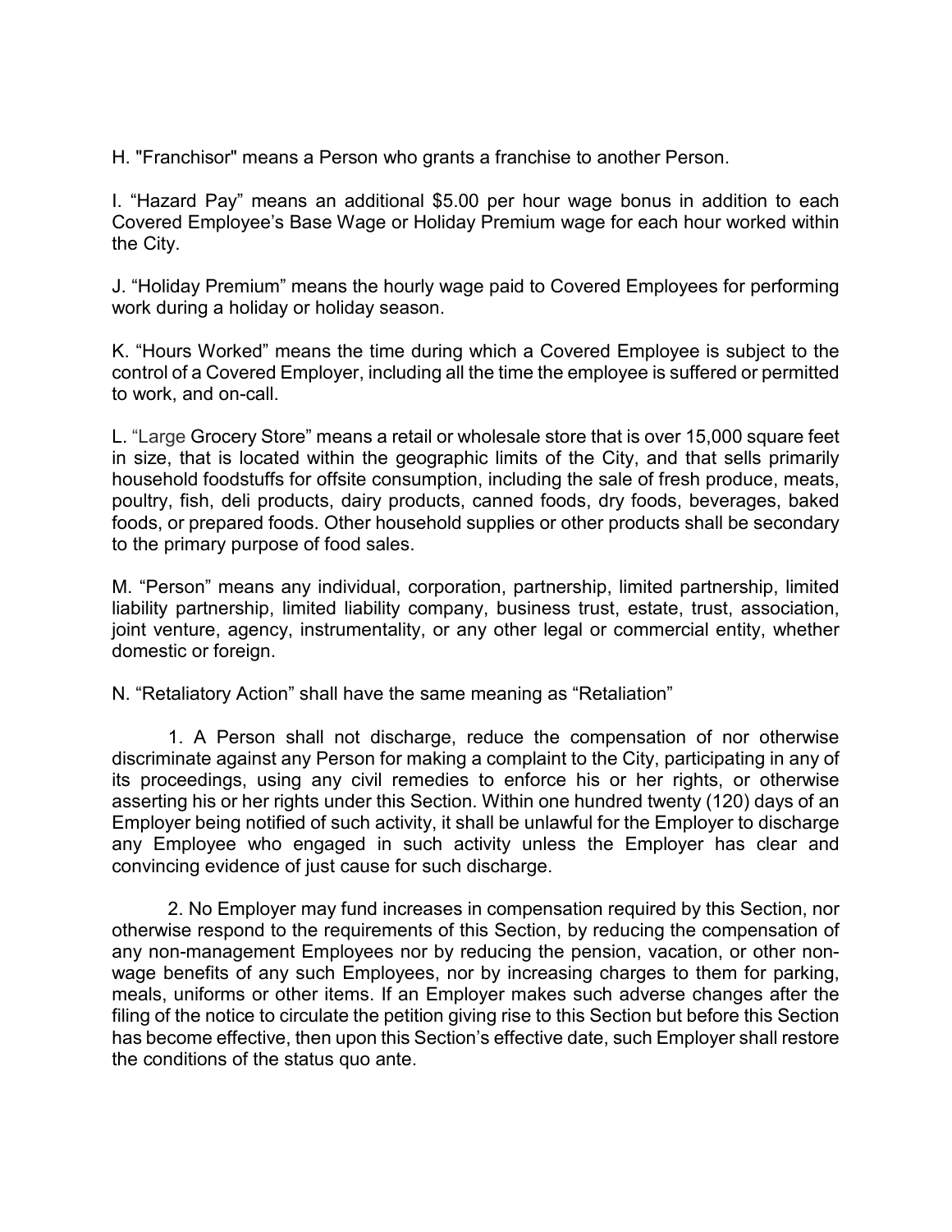H. "Franchisor" means a Person who grants a franchise to another Person.

I. “Hazard Pay” means an additional $5.00 per hour wage bonus in addition to each Covered Employee’s Base Wage or Holiday Premium wage for each hour worked within the City.

J. “Holiday Premium” means the hourly wage paid to Covered Employees for performing work during a holiday or holiday season.

K. “Hours Worked” means the time during which a Covered Employee is subject to the control of a Covered Employer, including all the time the employee is suffered or permitted to work, and on-call.

L. “Large Grocery Store” means a retail or wholesale store that is over 15,000 square feet in size, that is located within the geographic limits of the City, and that sells primarily household foodstuffs for offsite consumption, including the sale of fresh produce, meats, poultry, fish, deli products, dairy products, canned foods, dry foods, beverages, baked foods, or prepared foods. Other household supplies or other products shall be secondary to the primary purpose of food sales.

M. “Person” means any individual, corporation, partnership, limited partnership, limited liability partnership, limited liability company, business trust, estate, trust, association, joint venture, agency, instrumentality, or any other legal or commercial entity, whether domestic or foreign.

N. “Retaliatory Action” shall have the same meaning as “Retaliation”

1. A Person shall not discharge, reduce the compensation of nor otherwise discriminate against any Person for making a complaint to the City, participating in any of its proceedings, using any civil remedies to enforce his or her rights, or otherwise asserting his or her rights under this Section. Within one hundred twenty (120) days of an Employer being notified of such activity, it shall be unlawful for the Employer to discharge any Employee who engaged in such activity unless the Employer has clear and convincing evidence of just cause for such discharge.

2. No Employer may fund increases in compensation required by this Section, nor otherwise respond to the requirements of this Section, by reducing the compensation of any non-management Employees nor by reducing the pension, vacation, or other non-wage benefits of any such Employees, nor by increasing charges to them for parking, meals, uniforms or other items. If an Employer makes such adverse changes after the filing of the notice to circulate the petition giving rise to this Section but before this Section has become effective, then upon this Section’s effective date, such Employer shall restore the conditions of the status quo ante.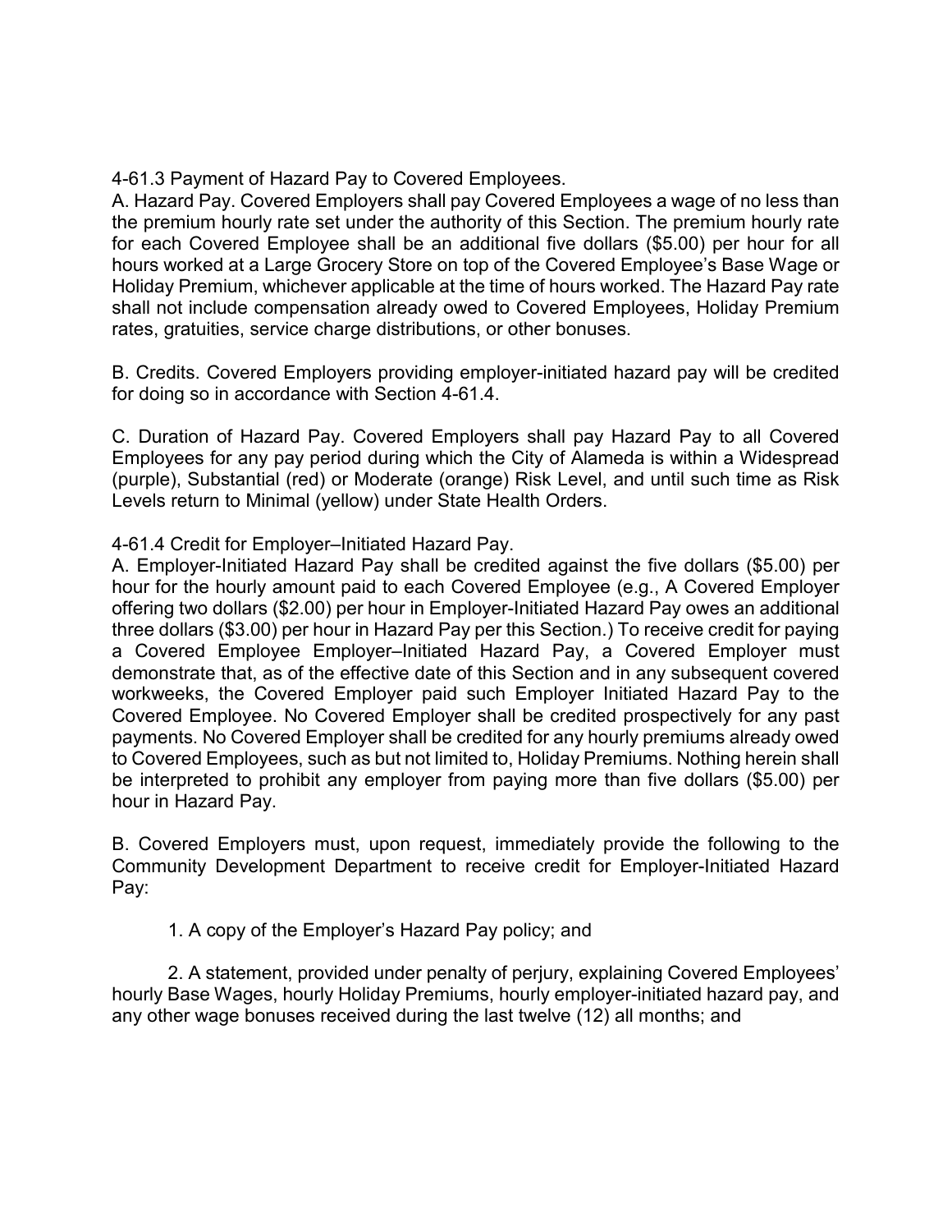4-61.3 Payment of Hazard Pay to Covered Employees.

A. Hazard Pay. Covered Employers shall pay Covered Employees a wage of no less than the premium hourly rate set under the authority of this Section. The premium hourly rate for each Covered Employee shall be an additional five dollars ($5.00) per hour for all hours worked at a Large Grocery Store on top of the Covered Employee's Base Wage or Holiday Premium, whichever applicable at the time of hours worked. The Hazard Pay rate shall not include compensation already owed to Covered Employees, Holiday Premium rates, gratuities, service charge distributions, or other bonuses.

B. Credits. Covered Employers providing employer-initiated hazard pay will be credited for doing so in accordance with Section 4-61.4.

C. Duration of Hazard Pay. Covered Employers shall pay Hazard Pay to all Covered Employees for any pay period during which the City of Alameda is within a Widespread (purple), Substantial (red) or Moderate (orange) Risk Level, and until such time as Risk Levels return to Minimal (yellow) under State Health Orders.

4-61.4 Credit for Employer–Initiated Hazard Pay.

A. Employer-Initiated Hazard Pay shall be credited against the five dollars ($5.00) per hour for the hourly amount paid to each Covered Employee (e.g., A Covered Employer offering two dollars ($2.00) per hour in Employer-Initiated Hazard Pay owes an additional three dollars ($3.00) per hour in Hazard Pay per this Section.) To receive credit for paying a Covered Employee Employer–Initiated Hazard Pay, a Covered Employer must demonstrate that, as of the effective date of this Section and in any subsequent covered workweeks, the Covered Employer paid such Employer Initiated Hazard Pay to the Covered Employee. No Covered Employer shall be credited prospectively for any past payments. No Covered Employer shall be credited for any hourly premiums already owed to Covered Employees, such as but not limited to, Holiday Premiums. Nothing herein shall be interpreted to prohibit any employer from paying more than five dollars ($5.00) per hour in Hazard Pay.

B. Covered Employers must, upon request, immediately provide the following to the Community Development Department to receive credit for Employer-Initiated Hazard Pay:

1. A copy of the Employer's Hazard Pay policy; and

2. A statement, provided under penalty of perjury, explaining Covered Employees' hourly Base Wages, hourly Holiday Premiums, hourly employer-initiated hazard pay, and any other wage bonuses received during the last twelve (12) all months; and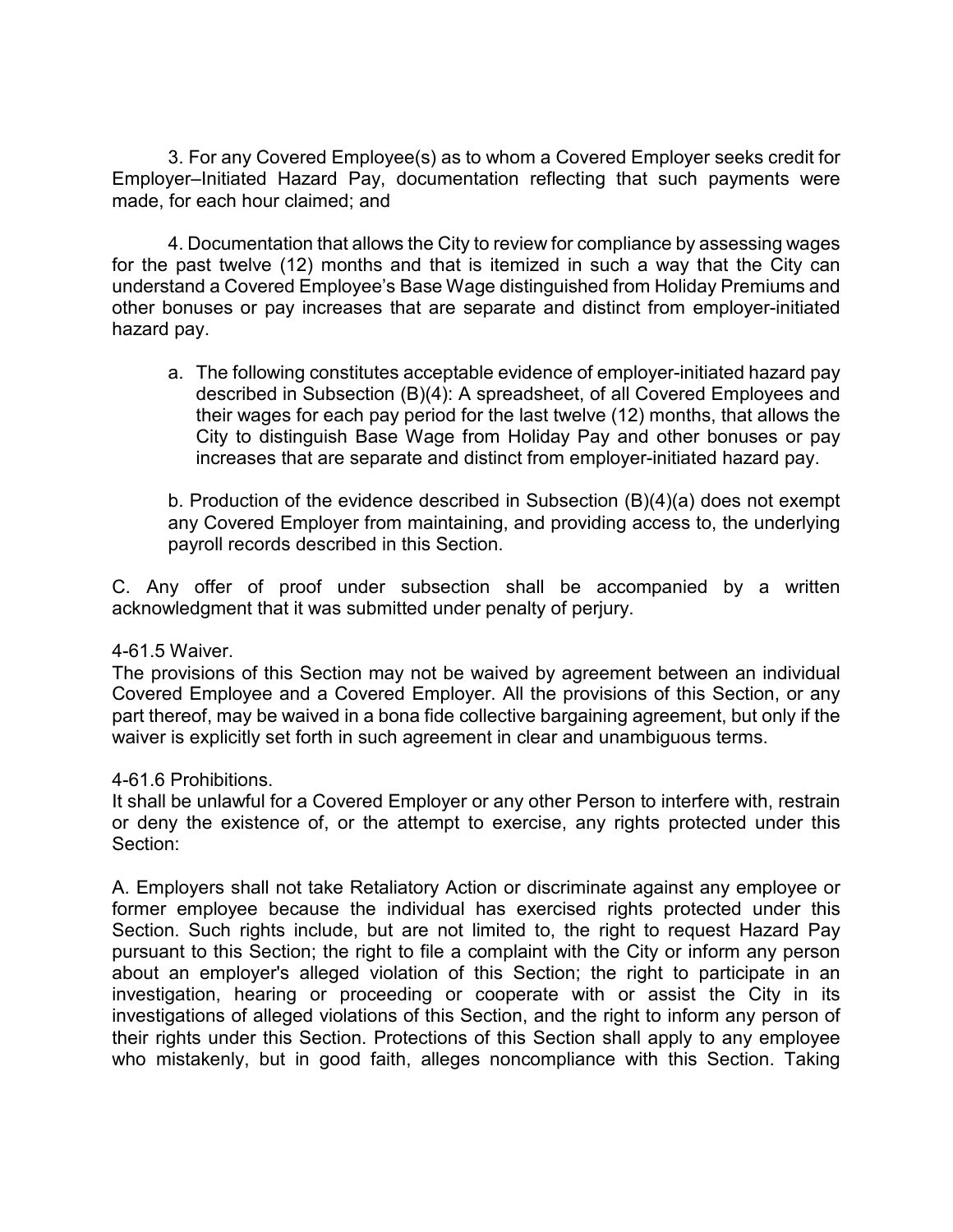3. For any Covered Employee(s) as to whom a Covered Employer seeks credit for Employer–Initiated Hazard Pay, documentation reflecting that such payments were made, for each hour claimed; and

4. Documentation that allows the City to review for compliance by assessing wages for the past twelve (12) months and that is itemized in such a way that the City can understand a Covered Employee's Base Wage distinguished from Holiday Premiums and other bonuses or pay increases that are separate and distinct from employer-initiated hazard pay.

a. The following constitutes acceptable evidence of employer-initiated hazard pay described in Subsection (B)(4): A spreadsheet, of all Covered Employees and their wages for each pay period for the last twelve (12) months, that allows the City to distinguish Base Wage from Holiday Pay and other bonuses or pay increases that are separate and distinct from employer-initiated hazard pay.

b. Production of the evidence described in Subsection (B)(4)(a) does not exempt any Covered Employer from maintaining, and providing access to, the underlying payroll records described in this Section.

C. Any offer of proof under subsection shall be accompanied by a written acknowledgment that it was submitted under penalty of perjury.

4-61.5 Waiver.

The provisions of this Section may not be waived by agreement between an individual Covered Employee and a Covered Employer. All the provisions of this Section, or any part thereof, may be waived in a bona fide collective bargaining agreement, but only if the waiver is explicitly set forth in such agreement in clear and unambiguous terms.

4-61.6 Prohibitions.

It shall be unlawful for a Covered Employer or any other Person to interfere with, restrain or deny the existence of, or the attempt to exercise, any rights protected under this Section:

A. Employers shall not take Retaliatory Action or discriminate against any employee or former employee because the individual has exercised rights protected under this Section. Such rights include, but are not limited to, the right to request Hazard Pay pursuant to this Section; the right to file a complaint with the City or inform any person about an employer's alleged violation of this Section; the right to participate in an investigation, hearing or proceeding or cooperate with or assist the City in its investigations of alleged violations of this Section, and the right to inform any person of their rights under this Section. Protections of this Section shall apply to any employee who mistakenly, but in good faith, alleges noncompliance with this Section. Taking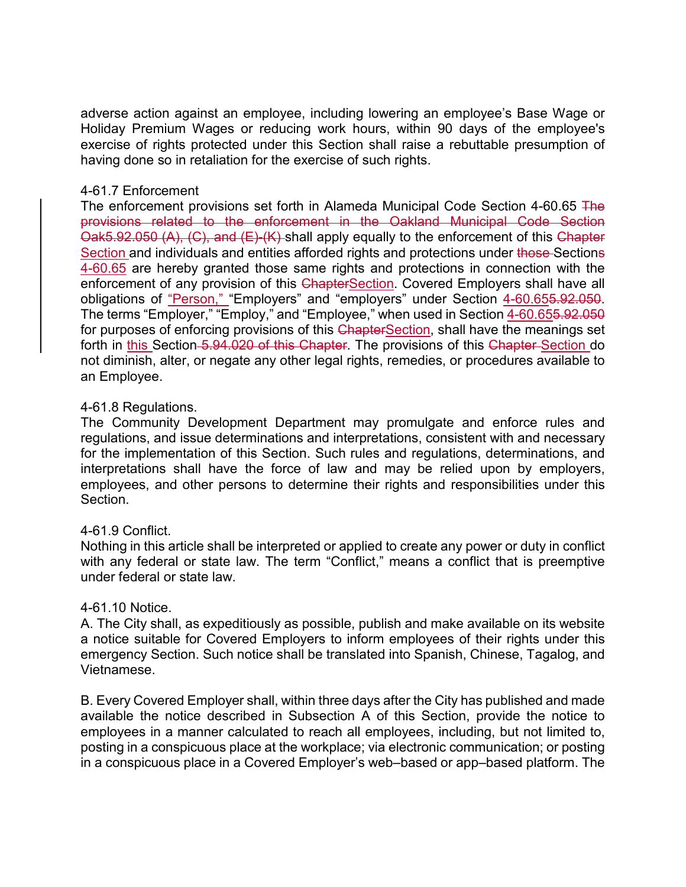adverse action against an employee, including lowering an employee's Base Wage or Holiday Premium Wages or reducing work hours, within 90 days of the employee's exercise of rights protected under this Section shall raise a rebuttable presumption of having done so in retaliation for the exercise of such rights.

4-61.7 Enforcement

The enforcement provisions set forth in Alameda Municipal Code Section 4-60.65 ~~The provisions related to the enforcement in the Oakland Municipal Code Section Oak5.92.050 (A), (C), and (E)-(K)~~ shall apply equally to the enforcement of this ~~Chapter~~ <u>Section</u> and individuals and entities afforded rights and protections under ~~those~~ Section~~s~~ <u>4-60.65</u> are hereby granted those same rights and protections in connection with the enforcement of any provision of this ~~Chapter~~<u>Section</u>. Covered Employers shall have all obligations of <u>"Person,"</u> "Employers" and "employers" under Section <u>4-60.65</u>~~5.92.050~~. The terms "Employer," "Employ," and "Employee," when used in Section <u>4-60.65</u>~~5.92.050~~ for purposes of enforcing provisions of this ~~Chapter~~<u>Section</u>, shall have the meanings set forth in <u>this</u> Section ~~5.94.020 of this Chapter~~. The provisions of this ~~Chapter~~ <u>Section</u> do not diminish, alter, or negate any other legal rights, remedies, or procedures available to an Employee.

4-61.8 Regulations.

The Community Development Department may promulgate and enforce rules and regulations, and issue determinations and interpretations, consistent with and necessary for the implementation of this Section. Such rules and regulations, determinations, and interpretations shall have the force of law and may be relied upon by employers, employees, and other persons to determine their rights and responsibilities under this Section.

4-61.9 Conflict.

Nothing in this article shall be interpreted or applied to create any power or duty in conflict with any federal or state law. The term "Conflict," means a conflict that is preemptive under federal or state law.

4-61.10 Notice.

A. The City shall, as expeditiously as possible, publish and make available on its website a notice suitable for Covered Employers to inform employees of their rights under this emergency Section. Such notice shall be translated into Spanish, Chinese, Tagalog, and Vietnamese.

B. Every Covered Employer shall, within three days after the City has published and made available the notice described in Subsection A of this Section, provide the notice to employees in a manner calculated to reach all employees, including, but not limited to, posting in a conspicuous place at the workplace; via electronic communication; or posting in a conspicuous place in a Covered Employer's web–based or app–based platform. The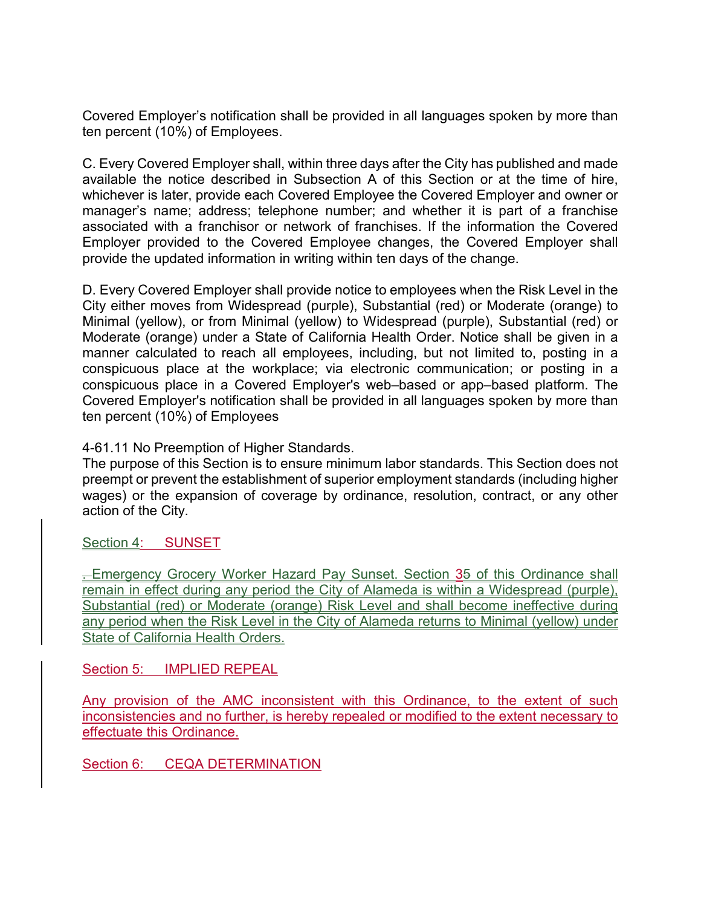Covered Employer's notification shall be provided in all languages spoken by more than ten percent (10%) of Employees.

C. Every Covered Employer shall, within three days after the City has published and made available the notice described in Subsection A of this Section or at the time of hire, whichever is later, provide each Covered Employee the Covered Employer and owner or manager's name; address; telephone number; and whether it is part of a franchise associated with a franchisor or network of franchises. If the information the Covered Employer provided to the Covered Employee changes, the Covered Employer shall provide the updated information in writing within ten days of the change.

D. Every Covered Employer shall provide notice to employees when the Risk Level in the City either moves from Widespread (purple), Substantial (red) or Moderate (orange) to Minimal (yellow), or from Minimal (yellow) to Widespread (purple), Substantial (red) or Moderate (orange) under a State of California Health Order. Notice shall be given in a manner calculated to reach all employees, including, but not limited to, posting in a conspicuous place at the workplace; via electronic communication; or posting in a conspicuous place in a Covered Employer's web–based or app–based platform. The Covered Employer's notification shall be provided in all languages spoken by more than ten percent (10%) of Employees

4-61.11 No Preemption of Higher Standards.
The purpose of this Section is to ensure minimum labor standards. This Section does not preempt or prevent the establishment of superior employment standards (including higher wages) or the expansion of coverage by ordinance, resolution, contract, or any other action of the City.

Section 4: SUNSET

. Emergency Grocery Worker Hazard Pay Sunset. Section 35 of this Ordinance shall remain in effect during any period the City of Alameda is within a Widespread (purple), Substantial (red) or Moderate (orange) Risk Level and shall become ineffective during any period when the Risk Level in the City of Alameda returns to Minimal (yellow) under State of California Health Orders.

Section 5: IMPLIED REPEAL

Any provision of the AMC inconsistent with this Ordinance, to the extent of such inconsistencies and no further, is hereby repealed or modified to the extent necessary to effectuate this Ordinance.

Section 6: CEQA DETERMINATION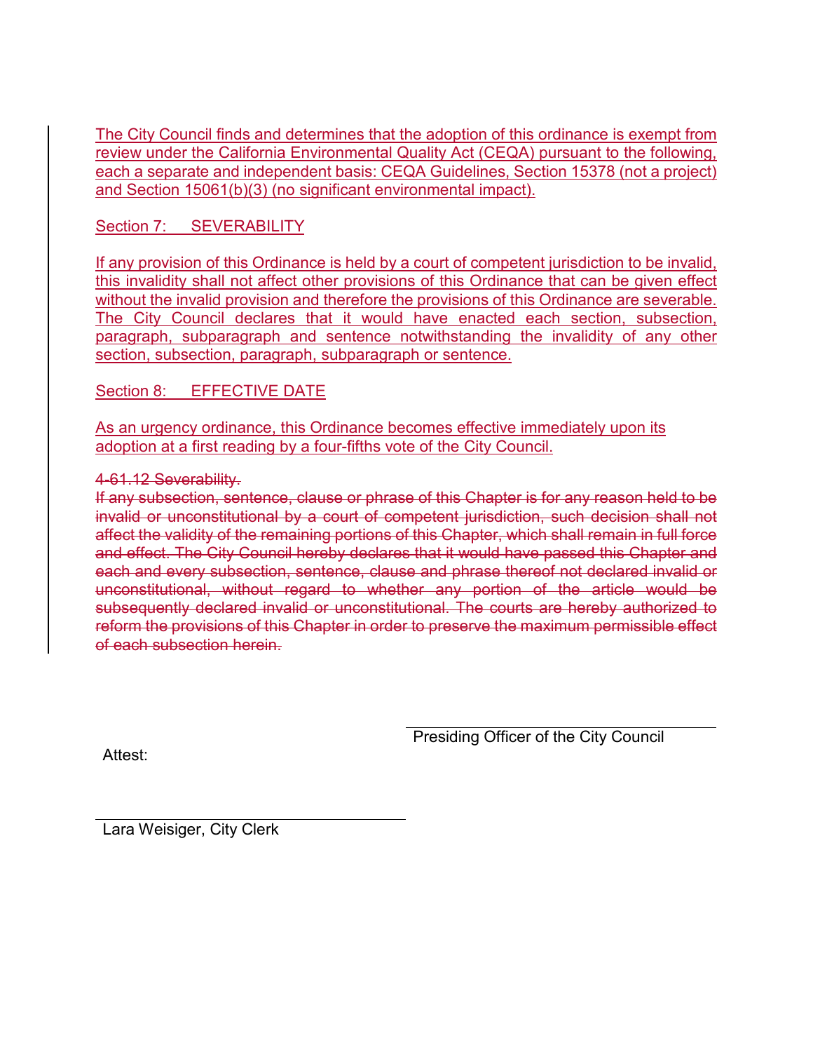The City Council finds and determines that the adoption of this ordinance is exempt from review under the California Environmental Quality Act (CEQA) pursuant to the following, each a separate and independent basis: CEQA Guidelines, Section 15378 (not a project) and Section 15061(b)(3) (no significant environmental impact).

Section 7: SEVERABILITY

If any provision of this Ordinance is held by a court of competent jurisdiction to be invalid, this invalidity shall not affect other provisions of this Ordinance that can be given effect without the invalid provision and therefore the provisions of this Ordinance are severable. The City Council declares that it would have enacted each section, subsection, paragraph, subparagraph and sentence notwithstanding the invalidity of any other section, subsection, paragraph, subparagraph or sentence.

Section 8: EFFECTIVE DATE

As an urgency ordinance, this Ordinance becomes effective immediately upon its adoption at a first reading by a four-fifths vote of the City Council.

~~4-61.12 Severability.~~
~~If any subsection, sentence, clause or phrase of this Chapter is for any reason held to be invalid or unconstitutional by a court of competent jurisdiction, such decision shall not affect the validity of the remaining portions of this Chapter, which shall remain in full force and effect. The City Council hereby declares that it would have passed this Chapter and each and every subsection, sentence, clause and phrase thereof not declared invalid or unconstitutional, without regard to whether any portion of the article would be subsequently declared invalid or unconstitutional. The courts are hereby authorized to reform the provisions of this Chapter in order to preserve the maximum permissible effect of each subsection herein.~~

\_\_\_\_\_\_\_\_\_\_\_\_\_\_\_\_\_\_\_\_\_\_\_\_\_\_\_\_\_\_\_\_\_\_\_\_\_\_\_\_
Presiding Officer of the City Council

Attest:

\_\_\_\_\_\_\_\_\_\_\_\_\_\_\_\_\_\_\_\_\_\_\_\_\_\_\_\_\_\_\_\_\_\_\_\_\_\_\_\_
Lara Weisiger, City Clerk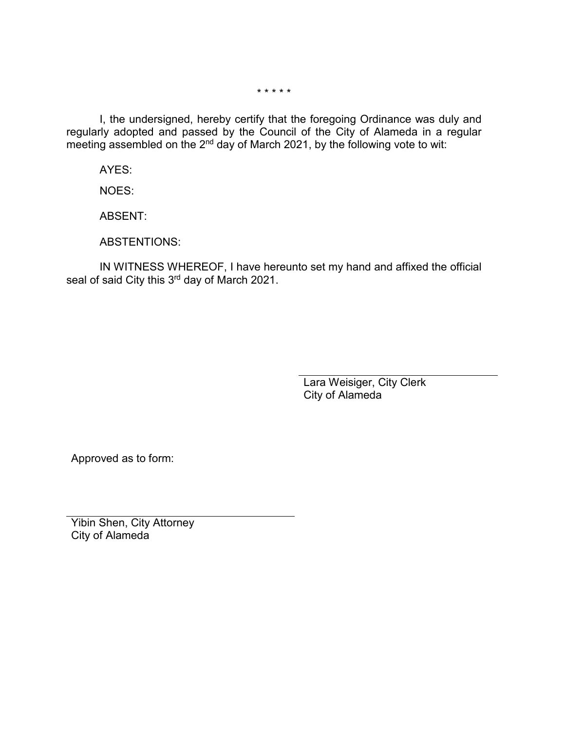* * * * *

I, the undersigned, hereby certify that the foregoing Ordinance was duly and regularly adopted and passed by the Council of the City of Alameda in a regular meeting assembled on the 2nd day of March 2021, by the following vote to wit:

AYES:

NOES:

ABSENT:

ABSTENTIONS:

IN WITNESS WHEREOF, I have hereunto set my hand and affixed the official seal of said City this 3rd day of March 2021.

\_\_\_\_\_\_\_\_\_\_\_\_\_\_\_\_\_\_\_\_\_\_\_\_\_\_\_\_\_\_

Lara Weisiger, City Clerk
City of Alameda

Approved as to form:

\_\_\_\_\_\_\_\_\_\_\_\_\_\_\_\_\_\_\_\_\_\_\_\_\_\_\_\_\_\_

Yibin Shen, City Attorney
City of Alameda